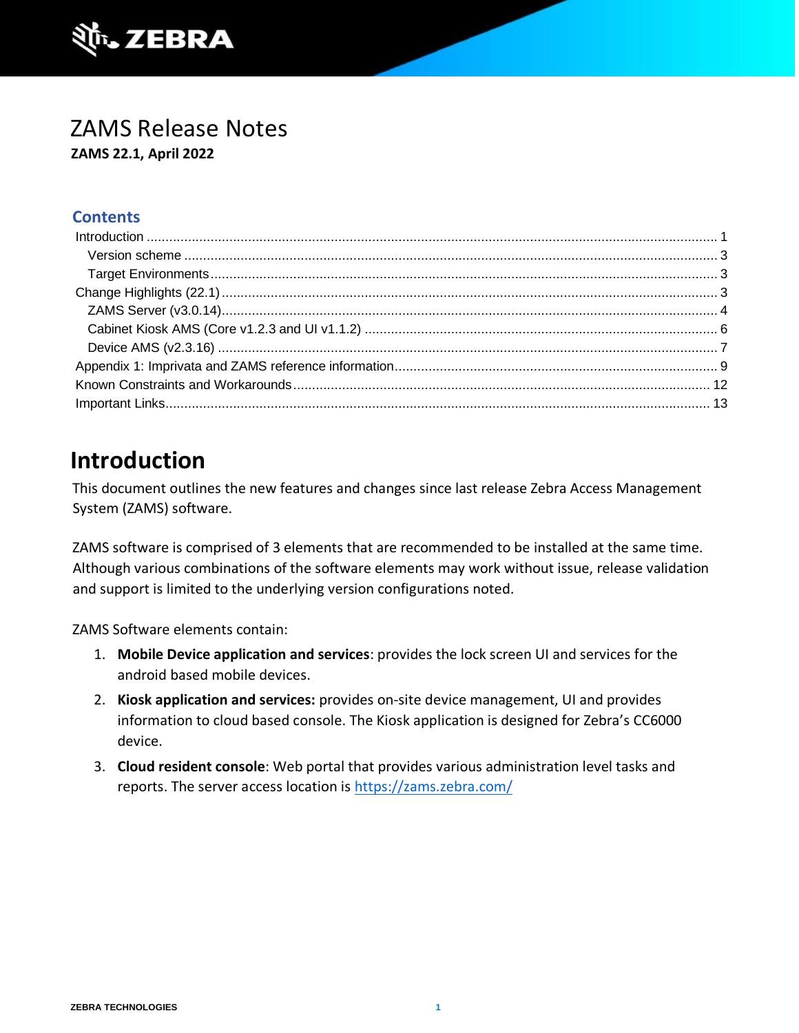# ZAMS Release Notes

**ZAMS 22.1, April 2022**

## Contents

- Introduction ........ 1
  - Version scheme ........ 3
  - Target Environments ........ 3
- Change Highlights (22.1) ........ 3
  - ZAMS Server (v3.0.14) ........ 4
  - Cabinet Kiosk AMS (Core v1.2.3 and UI v1.1.2) ........ 6
  - Device AMS (v2.3.16) ........ 7
- Appendix 1: Imprivata and ZAMS reference information ........ 9
- Known Constraints and Workarounds ........ 12
- Important Links ........ 13

# Introduction

This document outlines the new features and changes since last release Zebra Access Management System (ZAMS) software.

ZAMS software is comprised of 3 elements that are recommended to be installed at the same time. Although various combinations of the software elements may work without issue, release validation and support is limited to the underlying version configurations noted.

ZAMS Software elements contain:

1. **Mobile Device application and services**: provides the lock screen UI and services for the android based mobile devices.
2. **Kiosk application and services:** provides on-site device management, UI and provides information to cloud based console. The Kiosk application is designed for Zebra's CC6000 device.
3. **Cloud resident console**: Web portal that provides various administration level tasks and reports. The server access location is [https://zams.zebra.com/](https://zams.zebra.com/)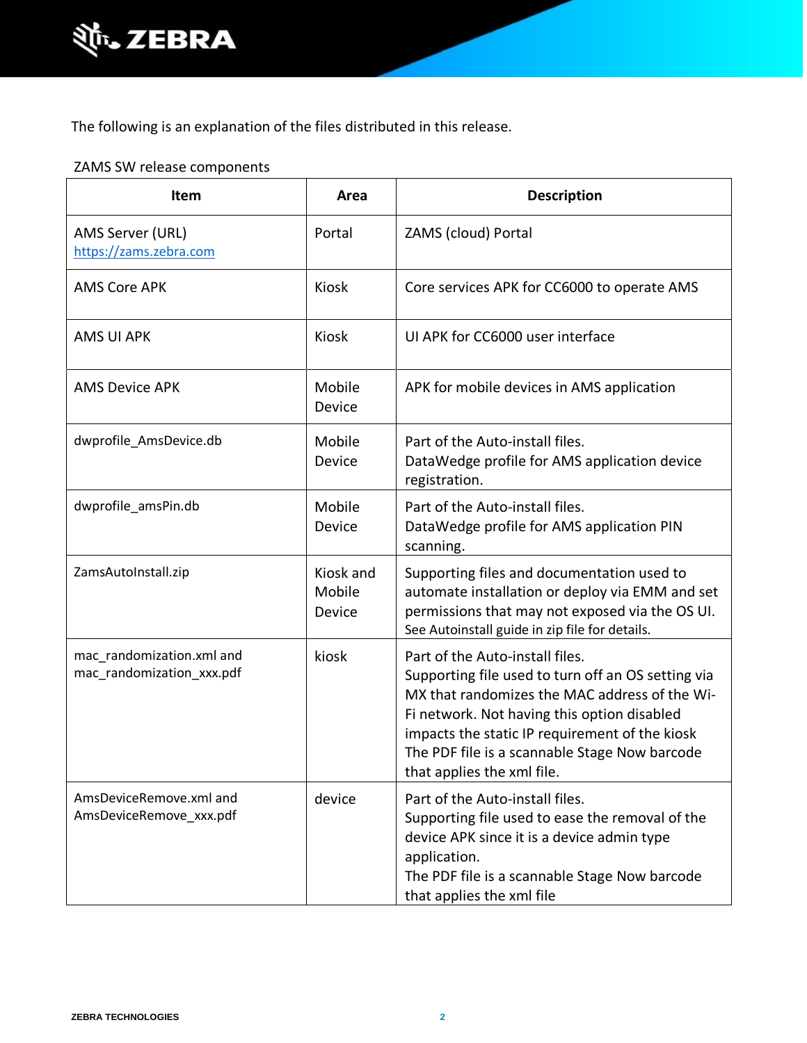The following is an explanation of the files distributed in this release.

ZAMS SW release components

| Item | Area | Description |
|---|---|---|
| AMS Server (URL) https://zams.zebra.com | Portal | ZAMS (cloud) Portal |
| AMS Core APK | Kiosk | Core services APK for CC6000 to operate AMS |
| AMS UI APK | Kiosk | UI APK for CC6000 user interface |
| AMS Device APK | Mobile Device | APK for mobile devices in AMS application |
| dwprofile_AmsDevice.db | Mobile Device | Part of the Auto-install files.<br>DataWedge profile for AMS application device registration. |
| dwprofile_amsPin.db | Mobile Device | Part of the Auto-install files.<br>DataWedge profile for AMS application PIN scanning. |
| ZamsAutoInstall.zip | Kiosk and Mobile Device | Supporting files and documentation used to automate installation or deploy via EMM and set permissions that may not exposed via the OS UI. See Autoinstall guide in zip file for details. |
| mac_randomization.xml and mac_randomization_xxx.pdf | kiosk | Part of the Auto-install files.<br>Supporting file used to turn off an OS setting via MX that randomizes the MAC address of the Wi-Fi network. Not having this option disabled impacts the static IP requirement of the kiosk The PDF file is a scannable Stage Now barcode that applies the xml file. |
| AmsDeviceRemove.xml and AmsDeviceRemove_xxx.pdf | device | Part of the Auto-install files.<br>Supporting file used to ease the removal of the device APK since it is a device admin type application.<br>The PDF file is a scannable Stage Now barcode that applies the xml file |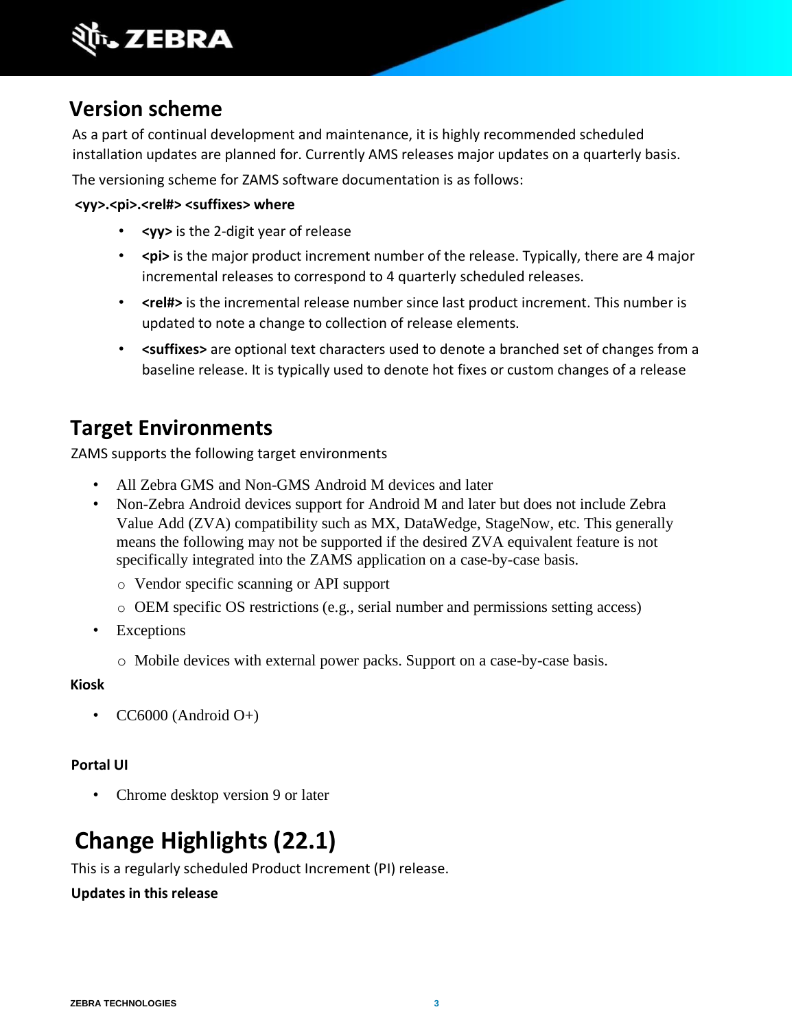## Version scheme

As a part of continual development and maintenance, it is highly recommended scheduled installation updates are planned for. Currently AMS releases major updates on a quarterly basis.

The versioning scheme for ZAMS software documentation is as follows:

**<yy>.<pi>.<rel#> <suffixes> where**

- **<yy>** is the 2-digit year of release
- **<pi>** is the major product increment number of the release. Typically, there are 4 major incremental releases to correspond to 4 quarterly scheduled releases.
- **<rel#>** is the incremental release number since last product increment. This number is updated to note a change to collection of release elements.
- **<suffixes>** are optional text characters used to denote a branched set of changes from a baseline release. It is typically used to denote hot fixes or custom changes of a release

## Target Environments

ZAMS supports the following target environments

- All Zebra GMS and Non-GMS Android M devices and later
- Non-Zebra Android devices support for Android M and later but does not include Zebra Value Add (ZVA) compatibility such as MX, DataWedge, StageNow, etc. This generally means the following may not be supported if the desired ZVA equivalent feature is not specifically integrated into the ZAMS application on a case-by-case basis.
  - Vendor specific scanning or API support
  - OEM specific OS restrictions (e.g., serial number and permissions setting access)
- Exceptions
  - Mobile devices with external power packs. Support on a case-by-case basis.

**Kiosk**

- CC6000 (Android O+)

**Portal UI**

- Chrome desktop version 9 or later

## Change Highlights (22.1)

This is a regularly scheduled Product Increment (PI) release.

**Updates in this release**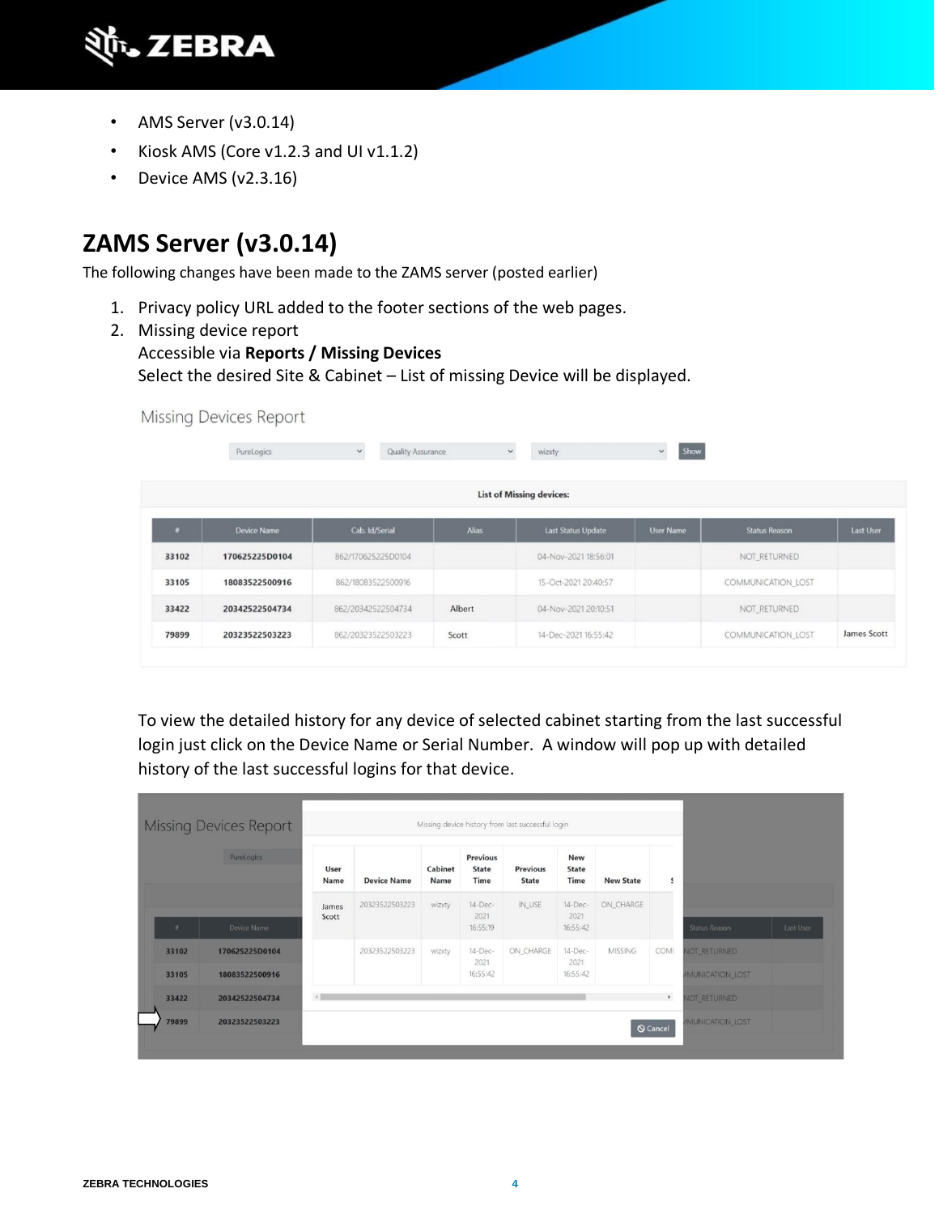- AMS Server (v3.0.14)
- Kiosk AMS (Core v1.2.3 and UI v1.1.2)
- Device AMS (v2.3.16)

# ZAMS Server (v3.0.14)

The following changes have been made to the ZAMS server (posted earlier)

1. Privacy policy URL added to the footer sections of the web pages.
2. Missing device report
   Accessible via **Reports / Missing Devices**
   Select the desired Site & Cabinet – List of missing Device will be displayed.

Missing Devices Report

PureLogics | Quality Assurance | wizxty | Show

List of Missing devices:

| # | Device Name | Cab. Id/Serial | Alias | Last Status Update | User Name | Status Reason | Last User |
|---|---|---|---|---|---|---|---|
| 33102 | 170625225D0104 | 862/170625225D0104 | | 04-Nov-2021 18:56:01 | | NOT_RETURNED | |
| 33105 | 18083522500916 | 862/18083522500916 | | 15-Oct-2021 20:40:57 | | COMMUNICATION_LOST | |
| 33422 | 20342522504734 | 862/20342522504734 | Albert | 04-Nov-2021 20:10:51 | | NOT_RETURNED | |
| 79899 | 20323522503223 | 862/20323522503223 | Scott | 14-Dec-2021 16:55:42 | | COMMUNICATION_LOST | James Scott |

To view the detailed history for any device of selected cabinet starting from the last successful login just click on the Device Name or Serial Number. A window will pop up with detailed history of the last successful logins for that device.

Missing device history from last successful login

| User Name | Device Name | Cabinet Name | Previous State Time | Previous State | New State Time | New State | S |
|---|---|---|---|---|---|---|---|
| James Scott | 20323522503223 | wizxty | 14-Dec-2021 16:55:19 | IN_USE | 14-Dec-2021 16:55:42 | ON_CHARGE | |
| | 20323522503223 | wizxty | 14-Dec-2021 16:55:42 | ON_CHARGE | 14-Dec-2021 16:55:42 | MISSING | COMI |

Cancel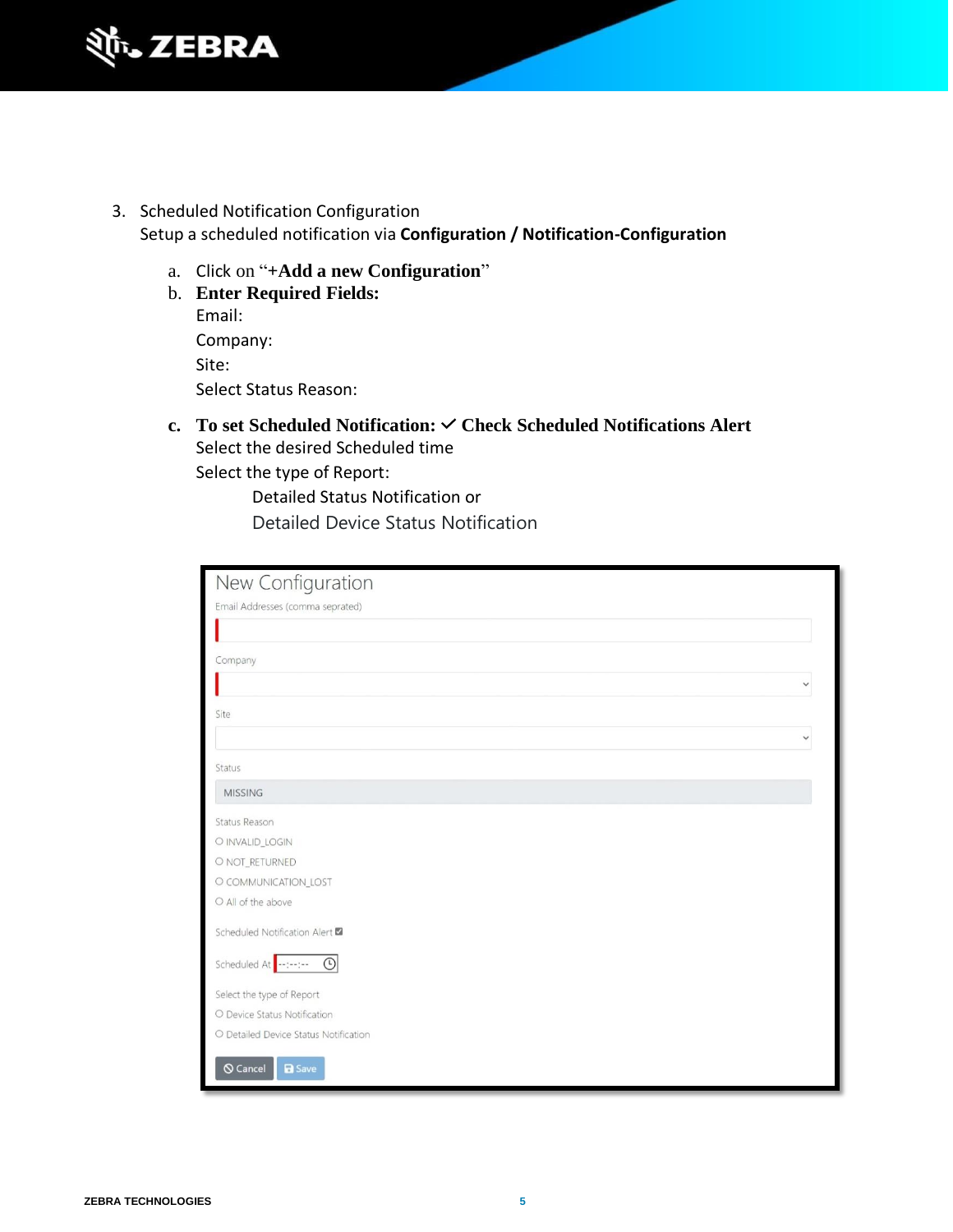3. Scheduled Notification Configuration

   Setup a scheduled notification via **Configuration / Notification-Configuration**

   a. Click on "**+Add a new Configuration**"

   b. **Enter Required Fields:**

      Email:

      Company:

      Site:

      Select Status Reason:

   c. **To set Scheduled Notification: ✓ Check Scheduled Notifications Alert**

      Select the desired Scheduled time

      Select the type of Report:

      - Detailed Status Notification or
      - Detailed Device Status Notification

New Configuration

Email Addresses (comma seprated)

Company

Site

Status

MISSING

Status Reason

- INVALID_LOGIN
- NOT_RETURNED
- COMMUNICATION_LOST
- All of the above

Scheduled Notification Alert ☑

Scheduled At --:--:--

Select the type of Report

- Device Status Notification
- Detailed Device Status Notification

Cancel | Save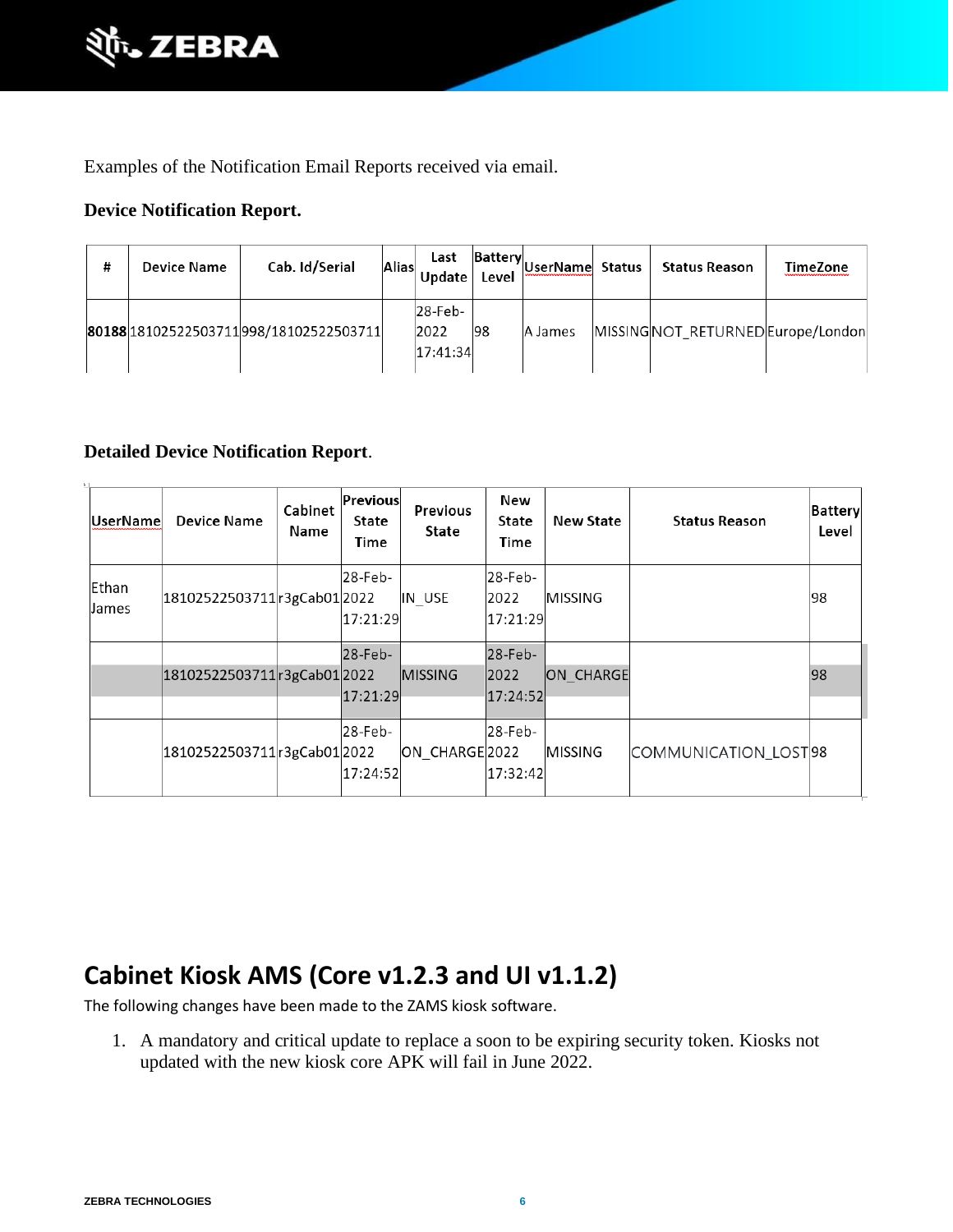Examples of the Notification Email Reports received via email.

**Device Notification Report.**

| # | Device Name | Cab. Id/Serial | Alias | Last Update | Battery Level | UserName | Status | Status Reason | TimeZone |
|---|---|---|---|---|---|---|---|---|---|
| **80188** | 18102522503711 | 998/18102522503711 | | 28-Feb-2022 17:41:34 | 98 | A James | MISSING | NOT_RETURNED | Europe/London |

**Detailed Device Notification Report.**

| UserName | Device Name | Cabinet Name | Previous State Time | Previous State | New State Time | New State | Status Reason | Battery Level |
|---|---|---|---|---|---|---|---|---|
| Ethan James | 18102522503711 | r3gCab01 | 28-Feb-2022 17:21:29 | IN_USE | 28-Feb-2022 17:21:29 | MISSING | | 98 |
| | 18102522503711 | r3gCab01 | 28-Feb-2022 17:21:29 | MISSING | 28-Feb-2022 17:24:52 | ON_CHARGE | | 98 |
| | 18102522503711 | r3gCab01 | 28-Feb-2022 17:24:52 | ON_CHARGE | 28-Feb-2022 17:32:42 | MISSING | COMMUNICATION_LOST | 98 |

# Cabinet Kiosk AMS (Core v1.2.3 and UI v1.1.2)

The following changes have been made to the ZAMS kiosk software.

1. A mandatory and critical update to replace a soon to be expiring security token. Kiosks not updated with the new kiosk core APK will fail in June 2022.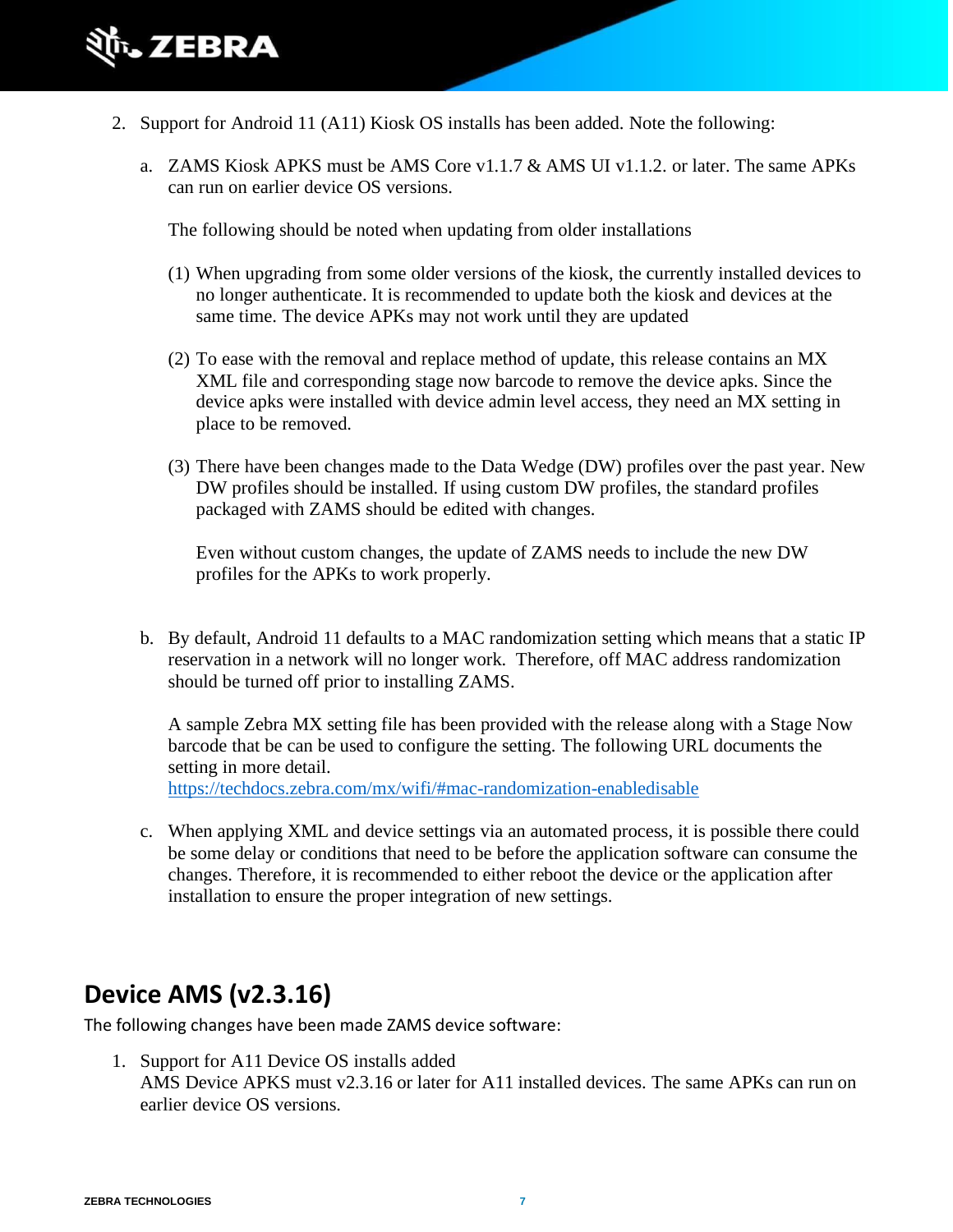2. Support for Android 11 (A11) Kiosk OS installs has been added. Note the following:

   a. ZAMS Kiosk APKS must be AMS Core v1.1.7 & AMS UI v1.1.2. or later. The same APKs can run on earlier device OS versions.

      The following should be noted when updating from older installations

      (1) When upgrading from some older versions of the kiosk, the currently installed devices to no longer authenticate. It is recommended to update both the kiosk and devices at the same time. The device APKs may not work until they are updated

      (2) To ease with the removal and replace method of update, this release contains an MX XML file and corresponding stage now barcode to remove the device apks. Since the device apks were installed with device admin level access, they need an MX setting in place to be removed.

      (3) There have been changes made to the Data Wedge (DW) profiles over the past year. New DW profiles should be installed. If using custom DW profiles, the standard profiles packaged with ZAMS should be edited with changes.

          Even without custom changes, the update of ZAMS needs to include the new DW profiles for the APKs to work properly.

   b. By default, Android 11 defaults to a MAC randomization setting which means that a static IP reservation in a network will no longer work. Therefore, off MAC address randomization should be turned off prior to installing ZAMS.

      A sample Zebra MX setting file has been provided with the release along with a Stage Now barcode that be can be used to configure the setting. The following URL documents the setting in more detail.
      https://techdocs.zebra.com/mx/wifi/#mac-randomization-enabledisable

   c. When applying XML and device settings via an automated process, it is possible there could be some delay or conditions that need to be before the application software can consume the changes. Therefore, it is recommended to either reboot the device or the application after installation to ensure the proper integration of new settings.

## Device AMS (v2.3.16)

The following changes have been made ZAMS device software:

1. Support for A11 Device OS installs added
   AMS Device APKS must v2.3.16 or later for A11 installed devices. The same APKs can run on earlier device OS versions.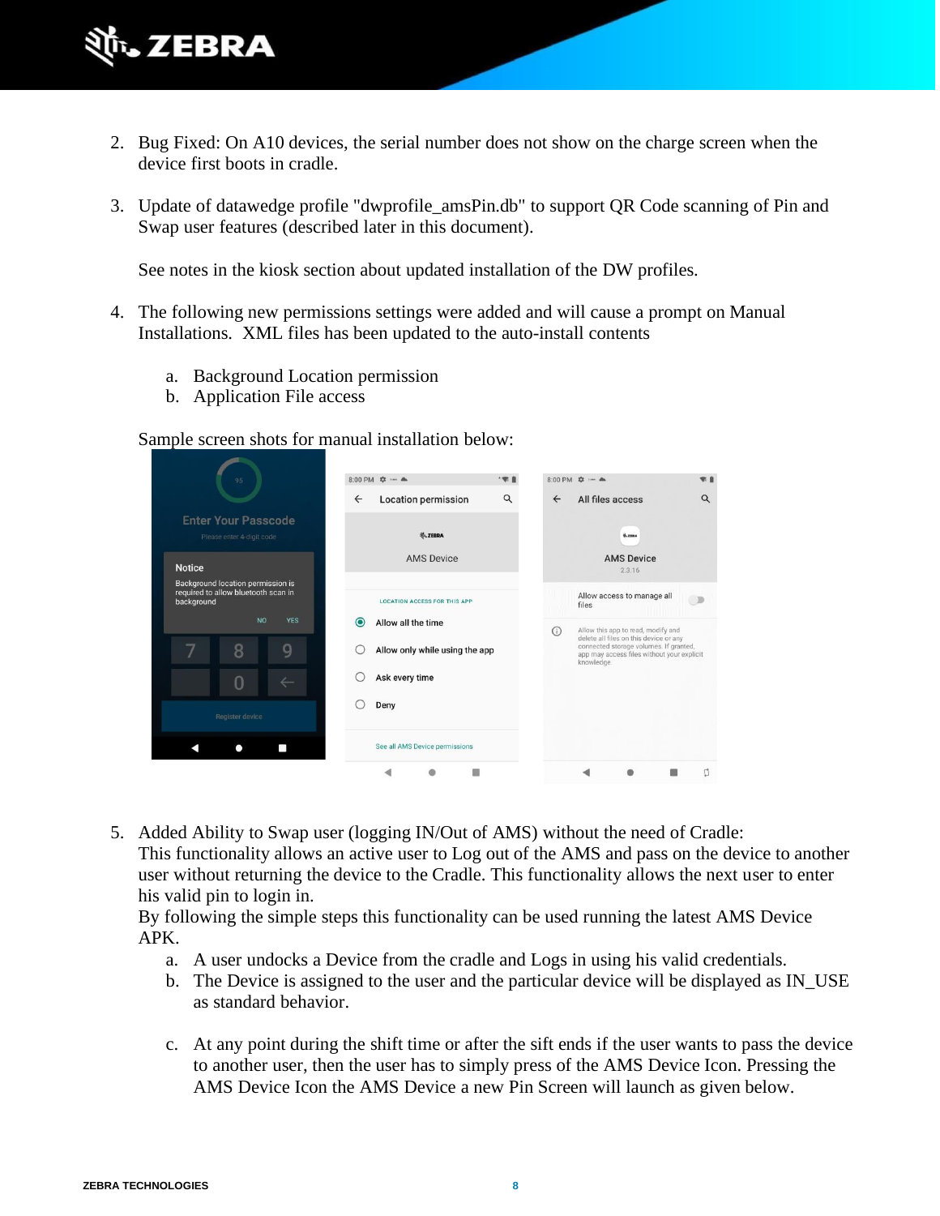2. Bug Fixed: On A10 devices, the serial number does not show on the charge screen when the device first boots in cradle.

3. Update of datawedge profile "dwprofile_amsPin.db" to support QR Code scanning of Pin and Swap user features (described later in this document).

   See notes in the kiosk section about updated installation of the DW profiles.

4. The following new permissions settings were added and will cause a prompt on Manual Installations. XML files has been updated to the auto-install contents

   a. Background Location permission
   b. Application File access

   Sample screen shots for manual installation below:

5. Added Ability to Swap user (logging IN/Out of AMS) without the need of Cradle:
   This functionality allows an active user to Log out of the AMS and pass on the device to another user without returning the device to the Cradle. This functionality allows the next user to enter his valid pin to login in.
   By following the simple steps this functionality can be used running the latest AMS Device APK.

   a. A user undocks a Device from the cradle and Logs in using his valid credentials.
   b. The Device is assigned to the user and the particular device will be displayed as IN_USE as standard behavior.

   c. At any point during the shift time or after the sift ends if the user wants to pass the device to another user, then the user has to simply press of the AMS Device Icon. Pressing the AMS Device Icon the AMS Device a new Pin Screen will launch as given below.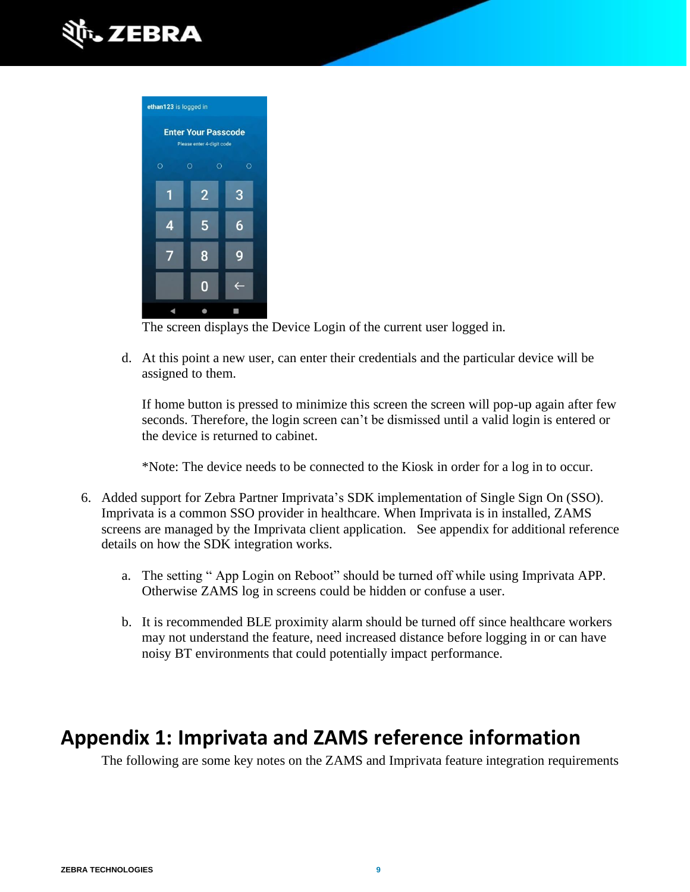The screen displays the Device Login of the current user logged in.

d. At this point a new user, can enter their credentials and the particular device will be assigned to them.

   If home button is pressed to minimize this screen the screen will pop-up again after few seconds. Therefore, the login screen can't be dismissed until a valid login is entered or the device is returned to cabinet.

   *Note: The device needs to be connected to the Kiosk in order for a log in to occur.

6. Added support for Zebra Partner Imprivata's SDK implementation of Single Sign On (SSO). Imprivata is a common SSO provider in healthcare. When Imprivata is in installed, ZAMS screens are managed by the Imprivata client application. See appendix for additional reference details on how the SDK integration works.

   a. The setting " App Login on Reboot" should be turned off while using Imprivata APP. Otherwise ZAMS log in screens could be hidden or confuse a user.

   b. It is recommended BLE proximity alarm should be turned off since healthcare workers may not understand the feature, need increased distance before logging in or can have noisy BT environments that could potentially impact performance.

# Appendix 1: Imprivata and ZAMS reference information

The following are some key notes on the ZAMS and Imprivata feature integration requirements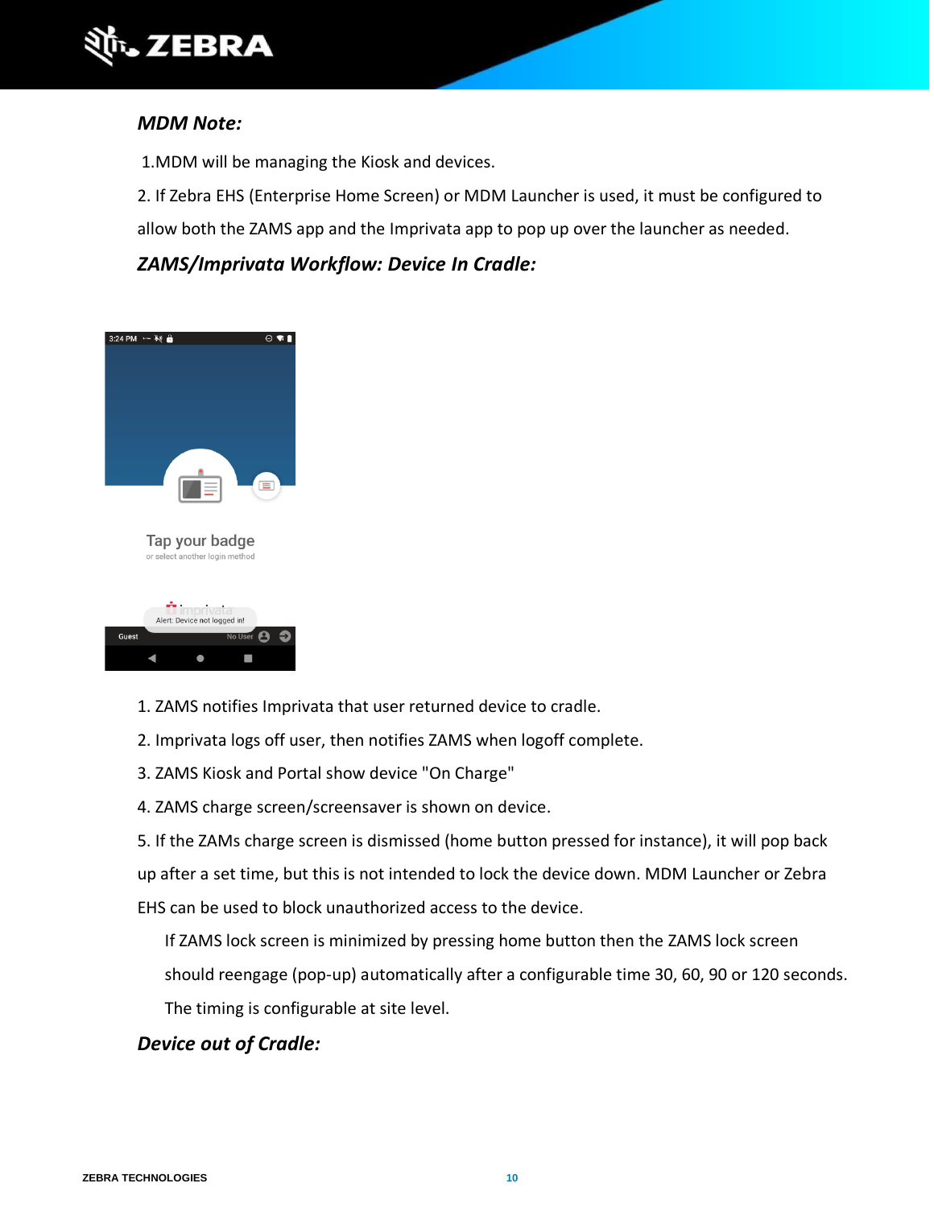### *MDM Note:*

1.MDM will be managing the Kiosk and devices.

2. If Zebra EHS (Enterprise Home Screen) or MDM Launcher is used, it must be configured to allow both the ZAMS app and the Imprivata app to pop up over the launcher as needed.

### *ZAMS/Imprivata Workflow: Device In Cradle:*

1. ZAMS notifies Imprivata that user returned device to cradle.
2. Imprivata logs off user, then notifies ZAMS when logoff complete.
3. ZAMS Kiosk and Portal show device "On Charge"
4. ZAMS charge screen/screensaver is shown on device.
5. If the ZAMs charge screen is dismissed (home button pressed for instance), it will pop back up after a set time, but this is not intended to lock the device down. MDM Launcher or Zebra EHS can be used to block unauthorized access to the device.

   If ZAMS lock screen is minimized by pressing home button then the ZAMS lock screen should reengage (pop-up) automatically after a configurable time 30, 60, 90 or 120 seconds. The timing is configurable at site level.

### *Device out of Cradle:*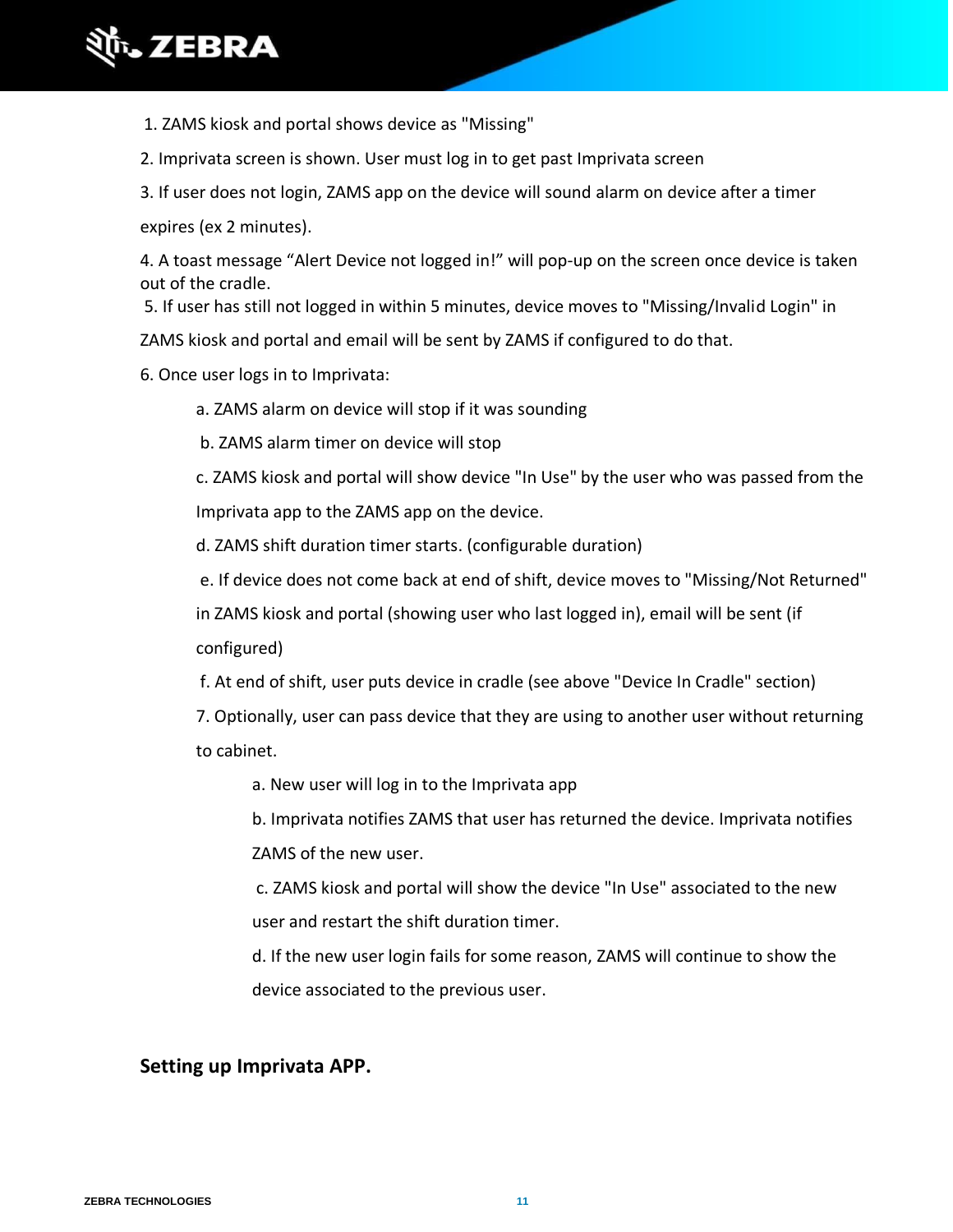1. ZAMS kiosk and portal shows device as "Missing"

2. Imprivata screen is shown. User must log in to get past Imprivata screen

3. If user does not login, ZAMS app on the device will sound alarm on device after a timer expires (ex 2 minutes).

4. A toast message “Alert Device not logged in!” will pop-up on the screen once device is taken out of the cradle.

5. If user has still not logged in within 5 minutes, device moves to "Missing/Invalid Login" in ZAMS kiosk and portal and email will be sent by ZAMS if configured to do that.

6. Once user logs in to Imprivata:

   a. ZAMS alarm on device will stop if it was sounding

   b. ZAMS alarm timer on device will stop

   c. ZAMS kiosk and portal will show device "In Use" by the user who was passed from the Imprivata app to the ZAMS app on the device.

   d. ZAMS shift duration timer starts. (configurable duration)

   e. If device does not come back at end of shift, device moves to "Missing/Not Returned" in ZAMS kiosk and portal (showing user who last logged in), email will be sent (if configured)

   f. At end of shift, user puts device in cradle (see above "Device In Cradle" section)

7. Optionally, user can pass device that they are using to another user without returning to cabinet.

   a. New user will log in to the Imprivata app

   b. Imprivata notifies ZAMS that user has returned the device. Imprivata notifies ZAMS of the new user.

   c. ZAMS kiosk and portal will show the device "In Use" associated to the new user and restart the shift duration timer.

   d. If the new user login fails for some reason, ZAMS will continue to show the device associated to the previous user.

**Setting up Imprivata APP.**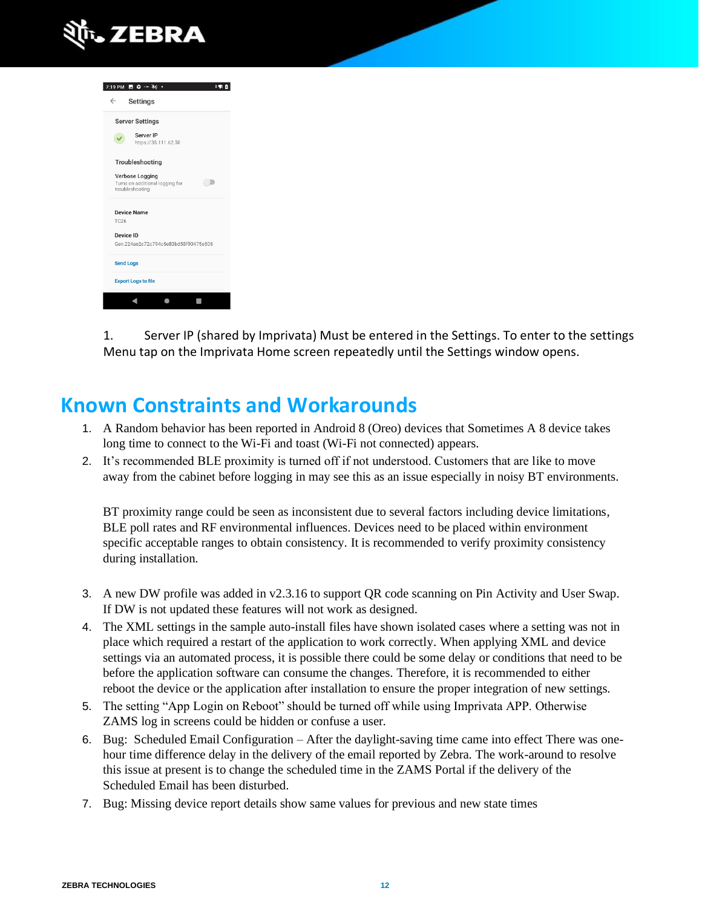1. Server IP (shared by Imprivata) Must be entered in the Settings. To enter to the settings Menu tap on the Imprivata Home screen repeatedly until the Settings window opens.

## Known Constraints and Workarounds

1. A Random behavior has been reported in Android 8 (Oreo) devices that Sometimes A 8 device takes long time to connect to the Wi-Fi and toast (Wi-Fi not connected) appears.
2. It's recommended BLE proximity is turned off if not understood. Customers that are like to move away from the cabinet before logging in may see this as an issue especially in noisy BT environments.

   BT proximity range could be seen as inconsistent due to several factors including device limitations, BLE poll rates and RF environmental influences. Devices need to be placed within environment specific acceptable ranges to obtain consistency. It is recommended to verify proximity consistency during installation.

3. A new DW profile was added in v2.3.16 to support QR code scanning on Pin Activity and User Swap. If DW is not updated these features will not work as designed.
4. The XML settings in the sample auto-install files have shown isolated cases where a setting was not in place which required a restart of the application to work correctly. When applying XML and device settings via an automated process, it is possible there could be some delay or conditions that need to be before the application software can consume the changes. Therefore, it is recommended to either reboot the device or the application after installation to ensure the proper integration of new settings.
5. The setting "App Login on Reboot" should be turned off while using Imprivata APP. Otherwise ZAMS log in screens could be hidden or confuse a user.
6. Bug: Scheduled Email Configuration – After the daylight-saving time came into effect There was one-hour time difference delay in the delivery of the email reported by Zebra. The work-around to resolve this issue at present is to change the scheduled time in the ZAMS Portal if the delivery of the Scheduled Email has been disturbed.
7. Bug: Missing device report details show same values for previous and new state times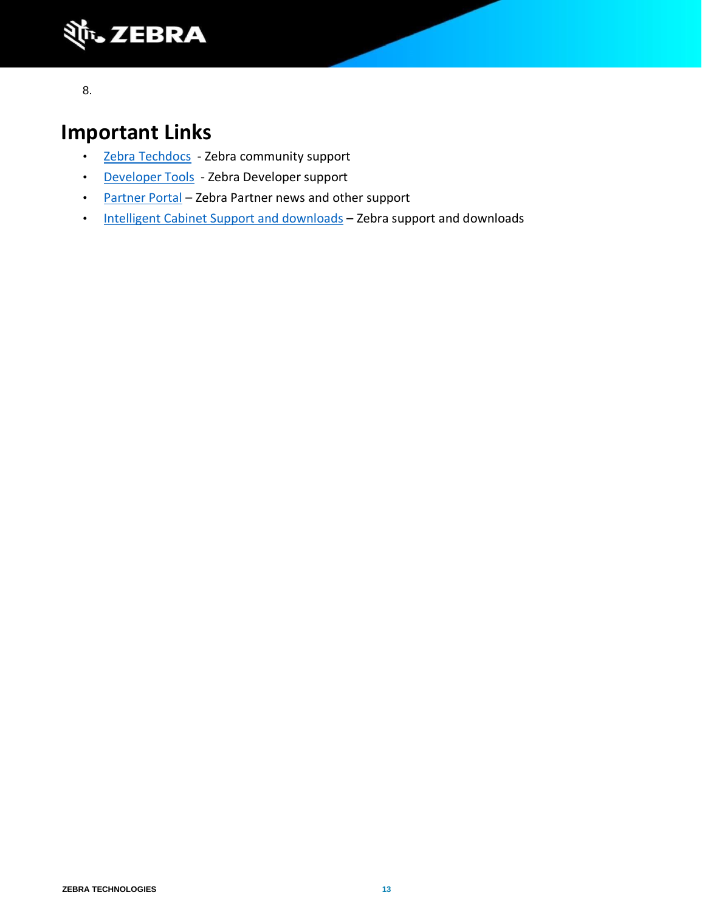8.

## Important Links

- Zebra Techdocs - Zebra community support
- Developer Tools - Zebra Developer support
- Partner Portal – Zebra Partner news and other support
- Intelligent Cabinet Support and downloads – Zebra support and downloads